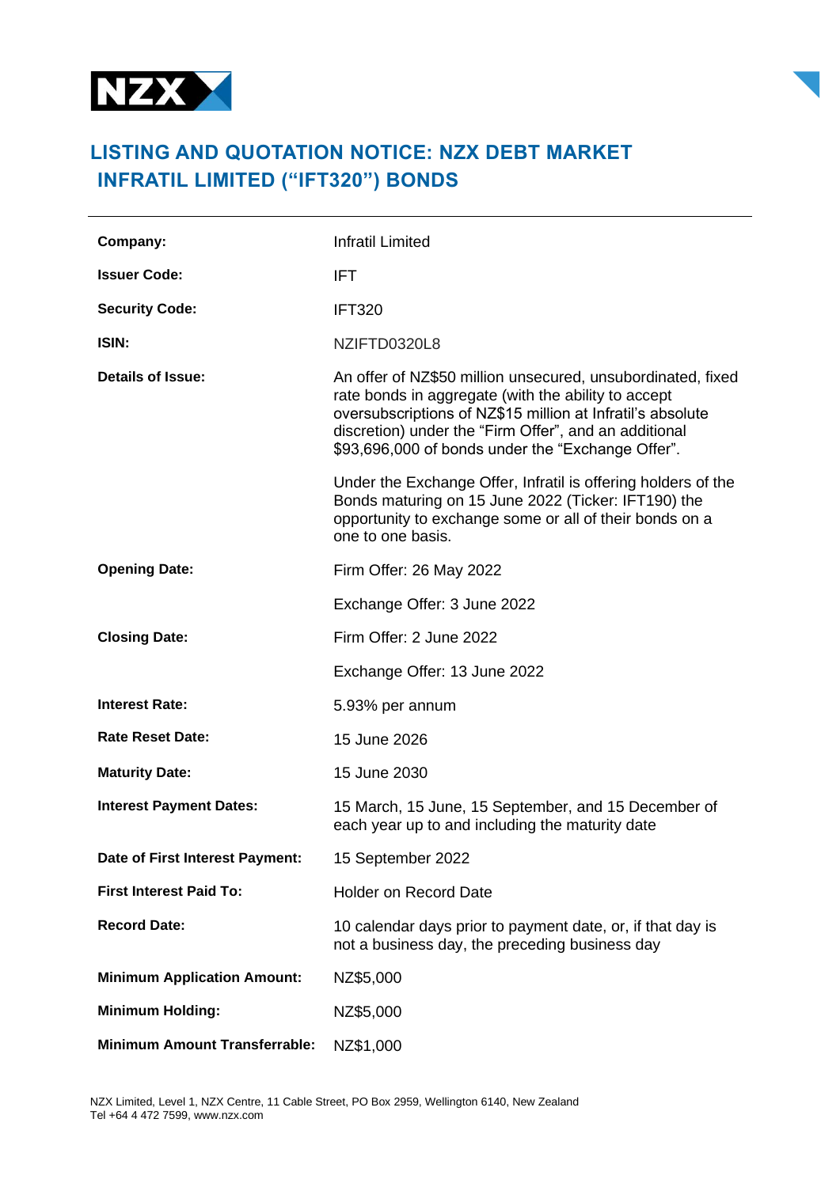# LISTING AND QUOTATION NOTICE: NZX DEBT MARKET INFRATIL LIMITED ("IFT320") BONDS

| | |
|---|---|
| **Company:** | Infratil Limited |
| **Issuer Code:** | IFT |
| **Security Code:** | IFT320 |
| **ISIN:** | NZIFTD0320L8 |
| **Details of Issue:** | An offer of NZ$50 million unsecured, unsubordinated, fixed rate bonds in aggregate (with the ability to accept oversubscriptions of NZ$15 million at Infratil's absolute discretion) under the "Firm Offer", and an additional $93,696,000 of bonds under the "Exchange Offer".<br><br>Under the Exchange Offer, Infratil is offering holders of the Bonds maturing on 15 June 2022 (Ticker: IFT190) the opportunity to exchange some or all of their bonds on a one to one basis. |
| **Opening Date:** | Firm Offer: 26 May 2022<br><br>Exchange Offer: 3 June 2022 |
| **Closing Date:** | Firm Offer: 2 June 2022<br><br>Exchange Offer: 13 June 2022 |
| **Interest Rate:** | 5.93% per annum |
| **Rate Reset Date:** | 15 June 2026 |
| **Maturity Date:** | 15 June 2030 |
| **Interest Payment Dates:** | 15 March, 15 June, 15 September, and 15 December of each year up to and including the maturity date |
| **Date of First Interest Payment:** | 15 September 2022 |
| **First Interest Paid To:** | Holder on Record Date |
| **Record Date:** | 10 calendar days prior to payment date, or, if that day is not a business day, the preceding business day |
| **Minimum Application Amount:** | NZ$5,000 |
| **Minimum Holding:** | NZ$5,000 |
| **Minimum Amount Transferrable:** | NZ$1,000 |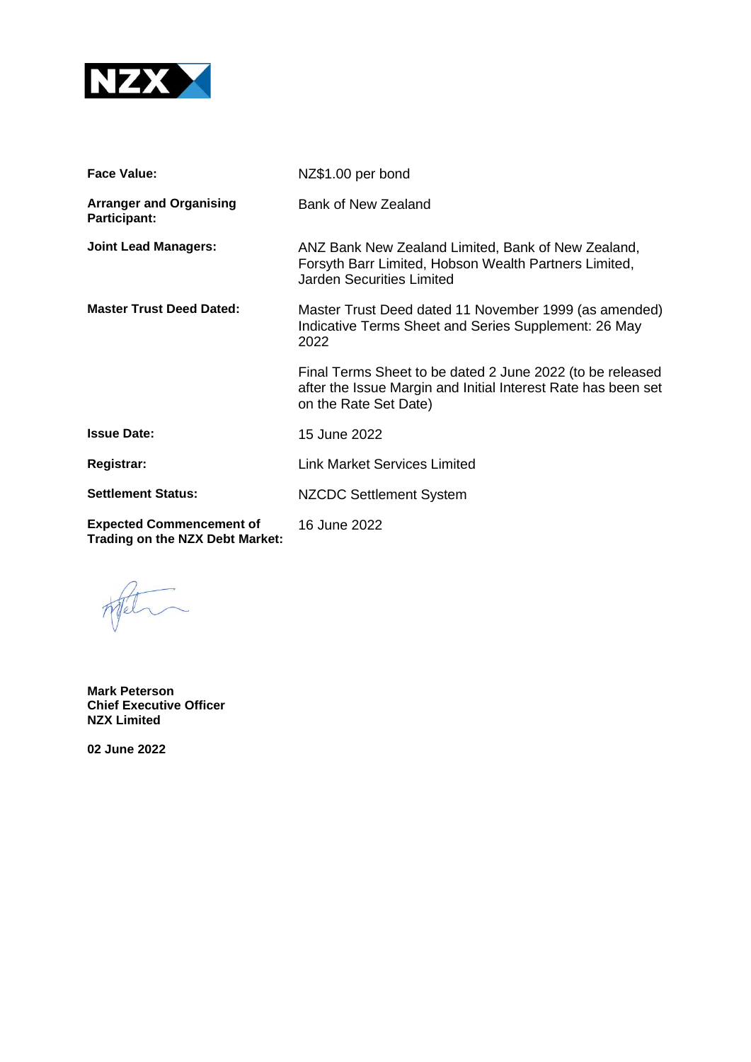| | |
|---|---|
| **Face Value:** | NZ$1.00 per bond |
| **Arranger and Organising Participant:** | Bank of New Zealand |
| **Joint Lead Managers:** | ANZ Bank New Zealand Limited, Bank of New Zealand, Forsyth Barr Limited, Hobson Wealth Partners Limited, Jarden Securities Limited |
| **Master Trust Deed Dated:** | Master Trust Deed dated 11 November 1999 (as amended) Indicative Terms Sheet and Series Supplement: 26 May 2022<br><br>Final Terms Sheet to be dated 2 June 2022 (to be released after the Issue Margin and Initial Interest Rate has been set on the Rate Set Date) |
| **Issue Date:** | 15 June 2022 |
| **Registrar:** | Link Market Services Limited |
| **Settlement Status:** | NZCDC Settlement System |
| **Expected Commencement of Trading on the NZX Debt Market:** | 16 June 2022 |

**Mark Peterson**
**Chief Executive Officer**
**NZX Limited**

**02 June 2022**